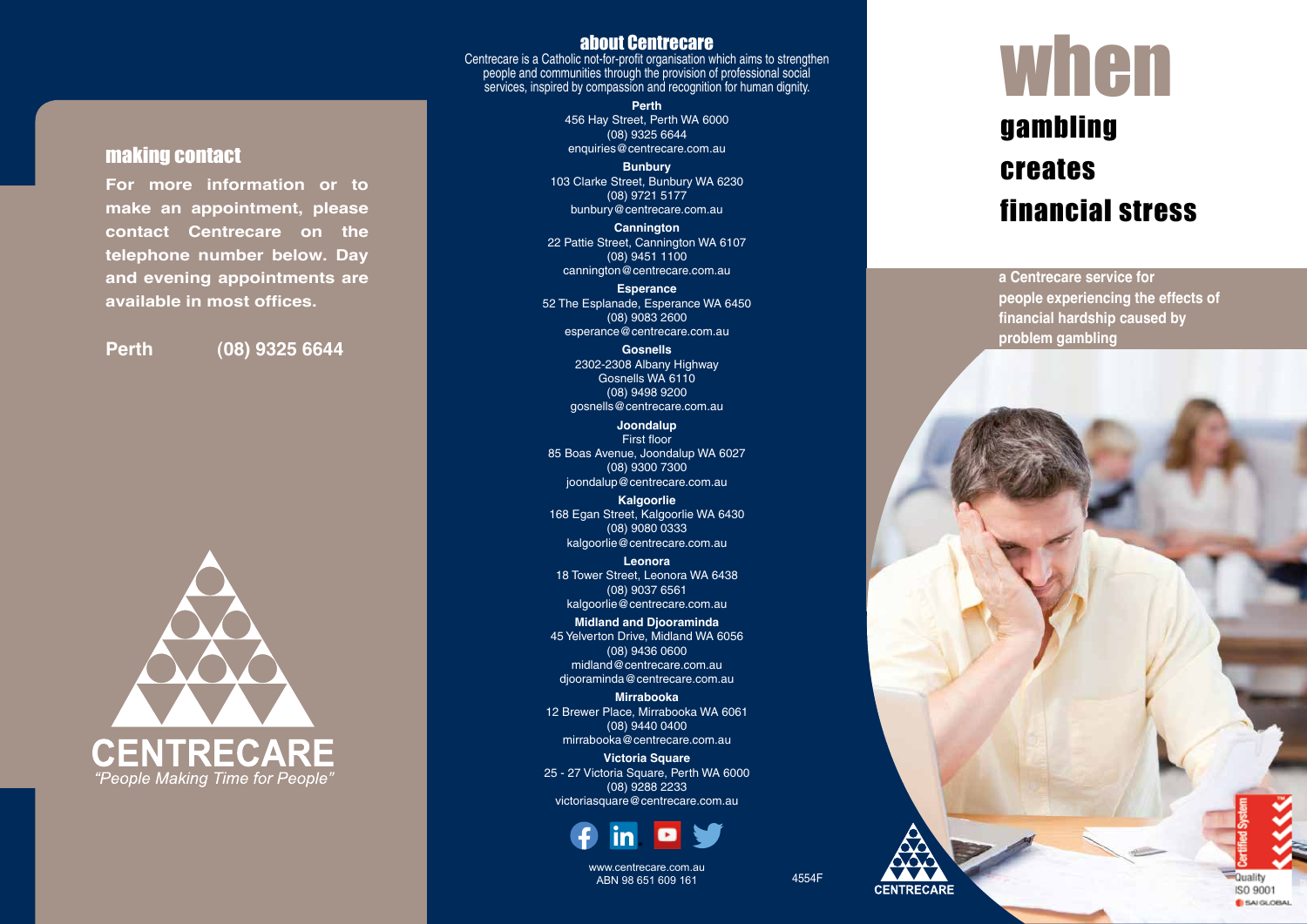## making contact

**For more information or to make an appointment, please contact Centrecare on the telephone number below. Day and evening appointments are available in most offices.**

**Perth (08) 9325 6644**

CENTRECARE

*"People Making Time for People"*

## about Centrecare

Centrecare is a Catholic not-for-profit organisation which aims to strengthen people and communities through the provision of professional social services, inspired by compassion and recognition for human dignity.

**Perth**
456 Hay Street, Perth WA 6000
(08) 9325 6644
enquiries@centrecare.com.au

**Bunbury**
103 Clarke Street, Bunbury WA 6230
(08) 9721 5177
bunbury@centrecare.com.au

**Cannington**
22 Pattie Street, Cannington WA 6107
(08) 9451 1100
cannington@centrecare.com.au

**Esperance**
52 The Esplanade, Esperance WA 6450
(08) 9083 2600
esperance@centrecare.com.au

**Gosnells**
2302-2308 Albany Highway
Gosnells WA 6110
(08) 9498 9200
gosnells@centrecare.com.au

**Joondalup**
First floor
85 Boas Avenue, Joondalup WA 6027
(08) 9300 7300
joondalup@centrecare.com.au

**Kalgoorlie**
168 Egan Street, Kalgoorlie WA 6430
(08) 9080 0333
kalgoorlie@centrecare.com.au

**Leonora**
18 Tower Street, Leonora WA 6438
(08) 9037 6561
kalgoorlie@centrecare.com.au

**Midland and Djooraminda**
45 Yelverton Drive, Midland WA 6056
(08) 9436 0600
midland@centrecare.com.au
djooraminda@centrecare.com.au

**Mirrabooka**
12 Brewer Place, Mirrabooka WA 6061
(08) 9440 0400
mirrabooka@centrecare.com.au

**Victoria Square**
25 - 27 Victoria Square, Perth WA 6000
(08) 9288 2233
victoriasquare@centrecare.com.au

www.centrecare.com.au
ABN 98 651 609 161

4554F

# when gambling creates financial stress

**a Centrecare service for people experiencing the effects of financial hardship caused by problem gambling**

CENTRECARE

Certified System Quality ISO 9001 SAI GLOBAL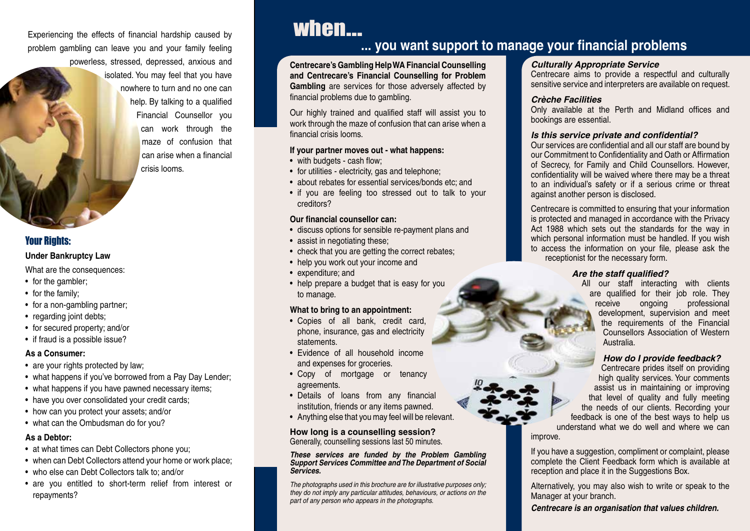Experiencing the effects of financial hardship caused by problem gambling can leave you and your family feeling powerless, stressed, depressed, anxious and isolated. You may feel that you have nowhere to turn and no one can help. By talking to a qualified Financial Counsellor you can work through the maze of confusion that can arise when a financial crisis looms.

## Your Rights:

**Under Bankruptcy Law**

What are the consequences:

- for the gambler;
- for the family;
- for a non-gambling partner;
- regarding joint debts;
- for secured property; and/or
- if fraud is a possible issue?

**As a Consumer:**

- are your rights protected by law;
- what happens if you've borrowed from a Pay Day Lender;
- what happens if you have pawned necessary items;
- have you over consolidated your credit cards;
- how can you protect your assets; and/or
- what can the Ombudsman do for you?

**As a Debtor:**

- at what times can Debt Collectors phone you;
- when can Debt Collectors attend your home or work place;
- who else can Debt Collectors talk to; and/or
- are you entitled to short-term relief from interest or repayments?

# when...

## ... you want support to manage your financial problems

**Centrecare's Gambling Help WA Financial Counselling and Centrecare's Financial Counselling for Problem Gambling** are services for those adversely affected by financial problems due to gambling.

Our highly trained and qualified staff will assist you to work through the maze of confusion that can arise when a financial crisis looms.

**If your partner moves out - what happens:**

- with budgets - cash flow;
- for utilities - electricity, gas and telephone;
- about rebates for essential services/bonds etc; and
- if you are feeling too stressed out to talk to your creditors?

**Our financial counsellor can:**

- discuss options for sensible re-payment plans and
- assist in negotiating these;
- check that you are getting the correct rebates;
- help you work out your income and
- expenditure; and
- help prepare a budget that is easy for you to manage.

**What to bring to an appointment:**

- Copies of all bank, credit card, phone, insurance, gas and electricity statements.
- Evidence of all household income and expenses for groceries.
- Copy of mortgage or tenancy agreements.
- Details of loans from any financial institution, friends or any items pawned.
- Anything else that you may feel will be relevant.

**How long is a counselling session?**

Generally, counselling sessions last 50 minutes.

***These services are funded by the Problem Gambling Support Services Committee and The Department of Social Services.***

*The photographs used in this brochure are for illustrative purposes only; they do not imply any particular attitudes, behaviours, or actions on the part of any person who appears in the photographs.*

***Culturally Appropriate Service***

Centrecare aims to provide a respectful and culturally sensitive service and interpreters are available on request.

***Crèche Facilities***

Only available at the Perth and Midland offices and bookings are essential.

***Is this service private and confidential?***

Our services are confidential and all our staff are bound by our Commitment to Confidentiality and Oath or Affirmation of Secrecy, for Family and Child Counsellors. However, confidentiality will be waived where there may be a threat to an individual's safety or if a serious crime or threat against another person is disclosed.

Centrecare is committed to ensuring that your information is protected and managed in accordance with the Privacy Act 1988 which sets out the standards for the way in which personal information must be handled. If you wish to access the information on your file, please ask the receptionist for the necessary form.

***Are the staff qualified?***

All our staff interacting with clients are qualified for their job role. They receive ongoing professional development, supervision and meet the requirements of the Financial Counsellors Association of Western Australia.

***How do I provide feedback?***

Centrecare prides itself on providing high quality services. Your comments assist us in maintaining or improving that level of quality and fully meeting the needs of our clients. Recording your feedback is one of the best ways to help us understand what we do well and where we can improve.

If you have a suggestion, compliment or complaint, please complete the Client Feedback form which is available at reception and place it in the Suggestions Box.

Alternatively, you may also wish to write or speak to the Manager at your branch.

***Centrecare is an organisation that values children.***